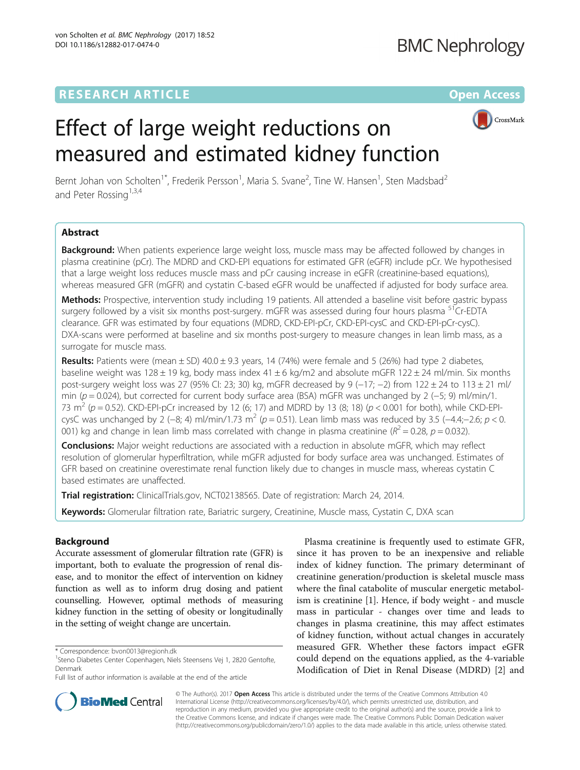# RESEARCH ARTICLE

Open Access

# Effect of large weight reductions on measured and estimated kidney function

Bernt Johan von Scholten[1*], Frederik Persson[1], Maria S. Svane[2], Tine W. Hansen[1], Sten Madsbad[2] and Peter Rossing[1,3,4]

## Abstract

**Background:** When patients experience large weight loss, muscle mass may be affected followed by changes in plasma creatinine (pCr). The MDRD and CKD-EPI equations for estimated GFR (eGFR) include pCr. We hypothesised that a large weight loss reduces muscle mass and pCr causing increase in eGFR (creatinine-based equations), whereas measured GFR (mGFR) and cystatin C-based eGFR would be unaffected if adjusted for body surface area.

**Methods:** Prospective, intervention study including 19 patients. All attended a baseline visit before gastric bypass surgery followed by a visit six months post-surgery. mGFR was assessed during four hours plasma $^{51}$Cr-EDTA clearance. GFR was estimated by four equations (MDRD, CKD-EPI-pCr, CKD-EPI-cysC and CKD-EPI-pCr-cysC). DXA-scans were performed at baseline and six months post-surgery to measure changes in lean limb mass, as a surrogate for muscle mass.

**Results:** Patients were (mean ± SD) 40.0 ± 9.3 years, 14 (74%) were female and 5 (26%) had type 2 diabetes, baseline weight was 128 ± 19 kg, body mass index 41 ± 6 kg/m2 and absolute mGFR 122 ± 24 ml/min. Six months post-surgery weight loss was 27 (95% CI: 23; 30) kg, mGFR decreased by 9 (−17; −2) from 122 ± 24 to 113 ± 21 ml/min ($p = 0.024$), but corrected for current body surface area (BSA) mGFR was unchanged by 2 (−5; 9) ml/min/1.73 m$^2$ ($p = 0.52$). CKD-EPI-pCr increased by 12 (6; 17) and MDRD by 13 (8; 18) ($p < 0.001$ for both), while CKD-EPI-cysC was unchanged by 2 (−8; 4) ml/min/1.73 m$^2$ ($p = 0.51$). Lean limb mass was reduced by 3.5 (−4.4;−2.6; $p < 0.001$) kg and change in lean limb mass correlated with change in plasma creatinine ($R^2 = 0.28$, $p = 0.032$).

**Conclusions:** Major weight reductions are associated with a reduction in absolute mGFR, which may reflect resolution of glomerular hyperfiltration, while mGFR adjusted for body surface area was unchanged. Estimates of GFR based on creatinine overestimate renal function likely due to changes in muscle mass, whereas cystatin C based estimates are unaffected.

**Trial registration:** ClinicalTrials.gov, NCT02138565. Date of registration: March 24, 2014.

**Keywords:** Glomerular filtration rate, Bariatric surgery, Creatinine, Muscle mass, Cystatin C, DXA scan

## Background

Accurate assessment of glomerular filtration rate (GFR) is important, both to evaluate the progression of renal disease, and to monitor the effect of intervention on kidney function as well as to inform drug dosing and patient counselling. However, optimal methods of measuring kidney function in the setting of obesity or longitudinally in the setting of weight change are uncertain.

Plasma creatinine is frequently used to estimate GFR, since it has proven to be an inexpensive and reliable index of kidney function. The primary determinant of creatinine generation/production is skeletal muscle mass where the final catabolite of muscular energetic metabolism is creatinine [1]. Hence, if body weight - and muscle mass in particular - changes over time and leads to changes in plasma creatinine, this may affect estimates of kidney function, without actual changes in accurately measured GFR. Whether these factors impact eGFR could depend on the equations applied, as the 4-variable Modification of Diet in Renal Disease (MDRD) [2] and

\* Correspondence: bvon0013@regionh.dk
[1]Steno Diabetes Center Copenhagen, Niels Steensens Vej 1, 2820 Gentofte, Denmark
Full list of author information is available at the end of the article

© The Author(s). 2017 **Open Access** This article is distributed under the terms of the Creative Commons Attribution 4.0 International License (http://creativecommons.org/licenses/by/4.0/), which permits unrestricted use, distribution, and reproduction in any medium, provided you give appropriate credit to the original author(s) and the source, provide a link to the Creative Commons license, and indicate if changes were made. The Creative Commons Public Domain Dedication waiver (http://creativecommons.org/publicdomain/zero/1.0/) applies to the data made available in this article, unless otherwise stated.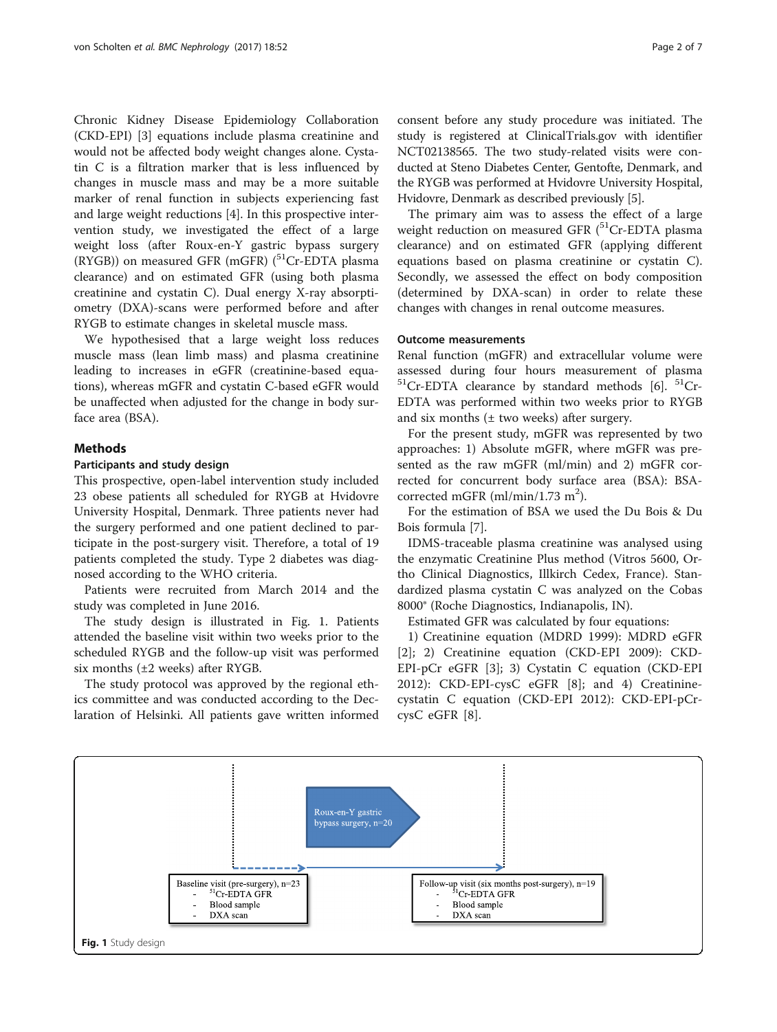Chronic Kidney Disease Epidemiology Collaboration (CKD-EPI) [3] equations include plasma creatinine and would not be affected body weight changes alone. Cystatin C is a filtration marker that is less influenced by changes in muscle mass and may be a more suitable marker of renal function in subjects experiencing fast and large weight reductions [4]. In this prospective intervention study, we investigated the effect of a large weight loss (after Roux-en-Y gastric bypass surgery (RYGB)) on measured GFR (mGFR) ($^{51}$Cr-EDTA plasma clearance) and on estimated GFR (using both plasma creatinine and cystatin C). Dual energy X-ray absorptiometry (DXA)-scans were performed before and after RYGB to estimate changes in skeletal muscle mass.

We hypothesised that a large weight loss reduces muscle mass (lean limb mass) and plasma creatinine leading to increases in eGFR (creatinine-based equations), whereas mGFR and cystatin C-based eGFR would be unaffected when adjusted for the change in body surface area (BSA).

## Methods

### Participants and study design

This prospective, open-label intervention study included 23 obese patients all scheduled for RYGB at Hvidovre University Hospital, Denmark. Three patients never had the surgery performed and one patient declined to participate in the post-surgery visit. Therefore, a total of 19 patients completed the study. Type 2 diabetes was diagnosed according to the WHO criteria.

Patients were recruited from March 2014 and the study was completed in June 2016.

The study design is illustrated in Fig. 1. Patients attended the baseline visit within two weeks prior to the scheduled RYGB and the follow-up visit was performed six months (±2 weeks) after RYGB.

The study protocol was approved by the regional ethics committee and was conducted according to the Declaration of Helsinki. All patients gave written informed consent before any study procedure was initiated. The study is registered at ClinicalTrials.gov with identifier NCT02138565. The two study-related visits were conducted at Steno Diabetes Center, Gentofte, Denmark, and the RYGB was performed at Hvidovre University Hospital, Hvidovre, Denmark as described previously [5].

The primary aim was to assess the effect of a large weight reduction on measured GFR ($^{51}$Cr-EDTA plasma clearance) and on estimated GFR (applying different equations based on plasma creatinine or cystatin C). Secondly, we assessed the effect on body composition (determined by DXA-scan) in order to relate these changes with changes in renal outcome measures.

### Outcome measurements

Renal function (mGFR) and extracellular volume were assessed during four hours measurement of plasma $^{51}$Cr-EDTA clearance by standard methods [6]. $^{51}$Cr-EDTA was performed within two weeks prior to RYGB and six months (± two weeks) after surgery.

For the present study, mGFR was represented by two approaches: 1) Absolute mGFR, where mGFR was presented as the raw mGFR (ml/min) and 2) mGFR corrected for concurrent body surface area (BSA): BSA-corrected mGFR (ml/min/1.73 m$^2$).

For the estimation of BSA we used the Du Bois & Du Bois formula [7].

IDMS-traceable plasma creatinine was analysed using the enzymatic Creatinine Plus method (Vitros 5600, Ortho Clinical Diagnostics, Illkirch Cedex, France). Standardized plasma cystatin C was analyzed on the Cobas 8000® (Roche Diagnostics, Indianapolis, IN).

Estimated GFR was calculated by four equations:

1) Creatinine equation (MDRD 1999): MDRD eGFR [2]; 2) Creatinine equation (CKD-EPI 2009): CKD-EPI-pCr eGFR [3]; 3) Cystatin C equation (CKD-EPI 2012): CKD-EPI-cysC eGFR [8]; and 4) Creatinine-cystatin C equation (CKD-EPI 2012): CKD-EPI-pCr-cysC eGFR [8].

Roux-en-Y gastric bypass surgery, n=20

Baseline visit (pre-surgery), n=23
- $^{51}$Cr-EDTA GFR
- Blood sample
- DXA scan

Follow-up visit (six months post-surgery), n=19
- $^{51}$Cr-EDTA GFR
- Blood sample
- DXA scan

**Fig. 1** Study design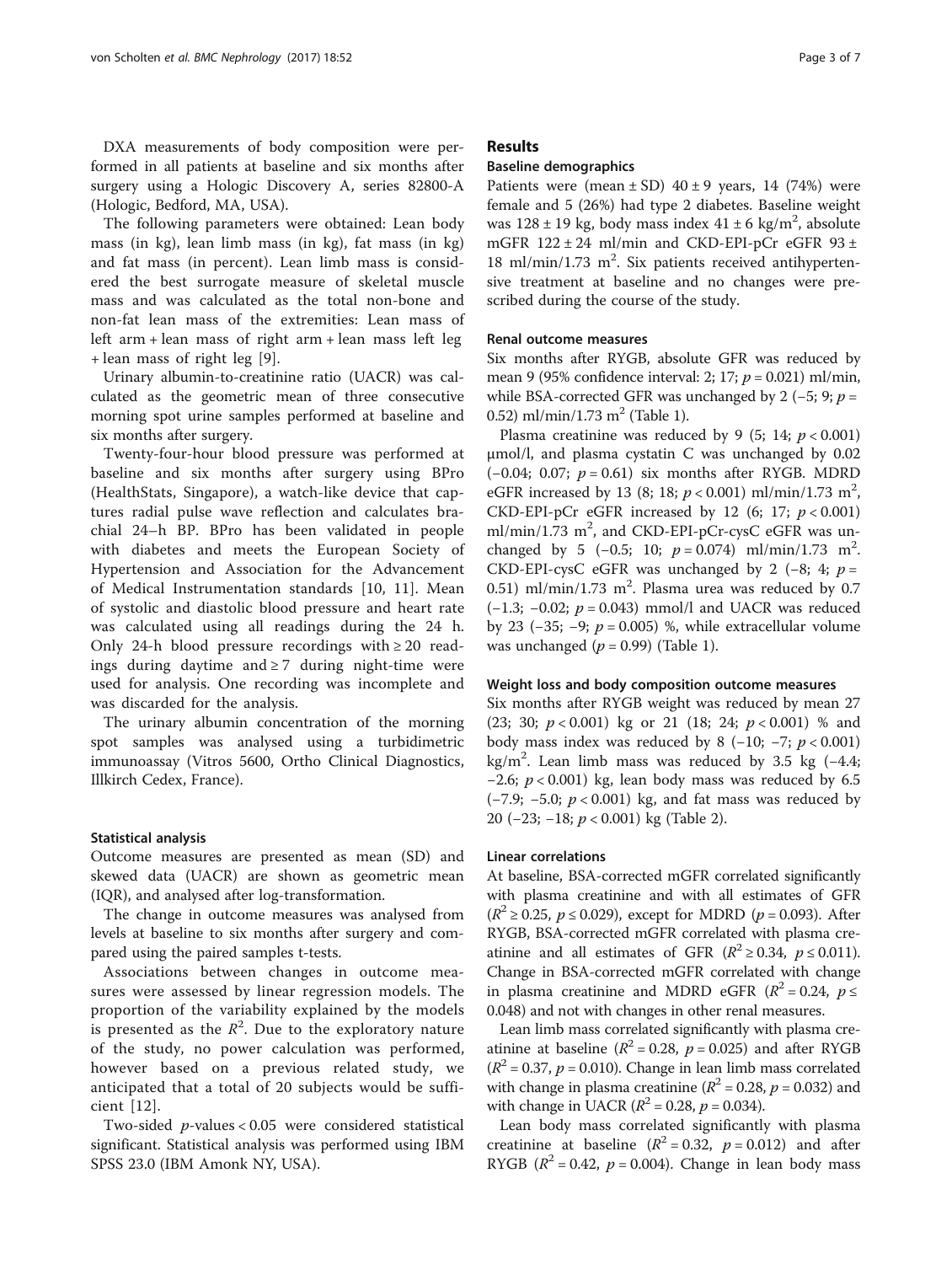DXA measurements of body composition were performed in all patients at baseline and six months after surgery using a Hologic Discovery A, series 82800-A (Hologic, Bedford, MA, USA).

The following parameters were obtained: Lean body mass (in kg), lean limb mass (in kg), fat mass (in kg) and fat mass (in percent). Lean limb mass is considered the best surrogate measure of skeletal muscle mass and was calculated as the total non-bone and non-fat lean mass of the extremities: Lean mass of left arm + lean mass of right arm + lean mass left leg + lean mass of right leg [9].

Urinary albumin-to-creatinine ratio (UACR) was calculated as the geometric mean of three consecutive morning spot urine samples performed at baseline and six months after surgery.

Twenty-four-hour blood pressure was performed at baseline and six months after surgery using BPro (HealthStats, Singapore), a watch-like device that captures radial pulse wave reflection and calculates brachial 24–h BP. BPro has been validated in people with diabetes and meets the European Society of Hypertension and Association for the Advancement of Medical Instrumentation standards [10, 11]. Mean of systolic and diastolic blood pressure and heart rate was calculated using all readings during the 24 h. Only 24-h blood pressure recordings with ≥ 20 readings during daytime and ≥ 7 during night-time were used for analysis. One recording was incomplete and was discarded for the analysis.

The urinary albumin concentration of the morning spot samples was analysed using a turbidimetric immunoassay (Vitros 5600, Ortho Clinical Diagnostics, Illkirch Cedex, France).

### Statistical analysis

Outcome measures are presented as mean (SD) and skewed data (UACR) are shown as geometric mean (IQR), and analysed after log-transformation.

The change in outcome measures was analysed from levels at baseline to six months after surgery and compared using the paired samples t-tests.

Associations between changes in outcome measures were assessed by linear regression models. The proportion of the variability explained by the models is presented as the $R^2$. Due to the exploratory nature of the study, no power calculation was performed, however based on a previous related study, we anticipated that a total of 20 subjects would be sufficient [12].

Two-sided $p$-values < 0.05 were considered statistical significant. Statistical analysis was performed using IBM SPSS 23.0 (IBM Amonk NY, USA).

## Results

### Baseline demographics

Patients were (mean ± SD) 40 ± 9 years, 14 (74%) were female and 5 (26%) had type 2 diabetes. Baseline weight was 128 ± 19 kg, body mass index 41 ± 6 kg/m$^2$, absolute mGFR 122 ± 24 ml/min and CKD-EPI-pCr eGFR 93 ± 18 ml/min/1.73 m$^2$. Six patients received antihypertensive treatment at baseline and no changes were prescribed during the course of the study.

### Renal outcome measures

Six months after RYGB, absolute GFR was reduced by mean 9 (95% confidence interval: 2; 17; $p = 0.021$) ml/min, while BSA-corrected GFR was unchanged by 2 (−5; 9; $p = 0.52$) ml/min/1.73 m$^2$ (Table 1).

Plasma creatinine was reduced by 9 (5; 14; $p < 0.001$) μmol/l, and plasma cystatin C was unchanged by 0.02 (−0.04; 0.07; $p = 0.61$) six months after RYGB. MDRD eGFR increased by 13 (8; 18; $p < 0.001$) ml/min/1.73 m$^2$, CKD-EPI-pCr eGFR increased by 12 (6; 17; $p < 0.001$) ml/min/1.73 m$^2$, and CKD-EPI-pCr-cysC eGFR was unchanged by 5 (−0.5; 10; $p = 0.074$) ml/min/1.73 m$^2$. CKD-EPI-cysC eGFR was unchanged by 2 (−8; 4; $p = 0.51$) ml/min/1.73 m$^2$. Plasma urea was reduced by 0.7 (−1.3; −0.02; $p = 0.043$) mmol/l and UACR was reduced by 23 (−35; −9; $p = 0.005$) %, while extracellular volume was unchanged ($p = 0.99$) (Table 1).

### Weight loss and body composition outcome measures

Six months after RYGB weight was reduced by mean 27 (23; 30; $p < 0.001$) kg or 21 (18; 24; $p < 0.001$) % and body mass index was reduced by 8 (−10; −7; $p < 0.001$) kg/m$^2$. Lean limb mass was reduced by 3.5 kg (−4.4; −2.6; $p < 0.001$) kg, lean body mass was reduced by 6.5 (−7.9; −5.0; $p < 0.001$) kg, and fat mass was reduced by 20 (−23; −18; $p < 0.001$) kg (Table 2).

### Linear correlations

At baseline, BSA-corrected mGFR correlated significantly with plasma creatinine and with all estimates of GFR ($R^2 \geq 0.25$, $p \leq 0.029$), except for MDRD ($p = 0.093$). After RYGB, BSA-corrected mGFR correlated with plasma creatinine and all estimates of GFR ($R^2 \geq 0.34$, $p \leq 0.011$). Change in BSA-corrected mGFR correlated with change in plasma creatinine and MDRD eGFR ($R^2 = 0.24$, $p \leq 0.048$) and not with changes in other renal measures.

Lean limb mass correlated significantly with plasma creatinine at baseline ($R^2 = 0.28$, $p = 0.025$) and after RYGB ($R^2 = 0.37$, $p = 0.010$). Change in lean limb mass correlated with change in plasma creatinine ($R^2 = 0.28$, $p = 0.032$) and with change in UACR ($R^2 = 0.28$, $p = 0.034$).

Lean body mass correlated significantly with plasma creatinine at baseline ($R^2 = 0.32$, $p = 0.012$) and after RYGB ($R^2 = 0.42$, $p = 0.004$). Change in lean body mass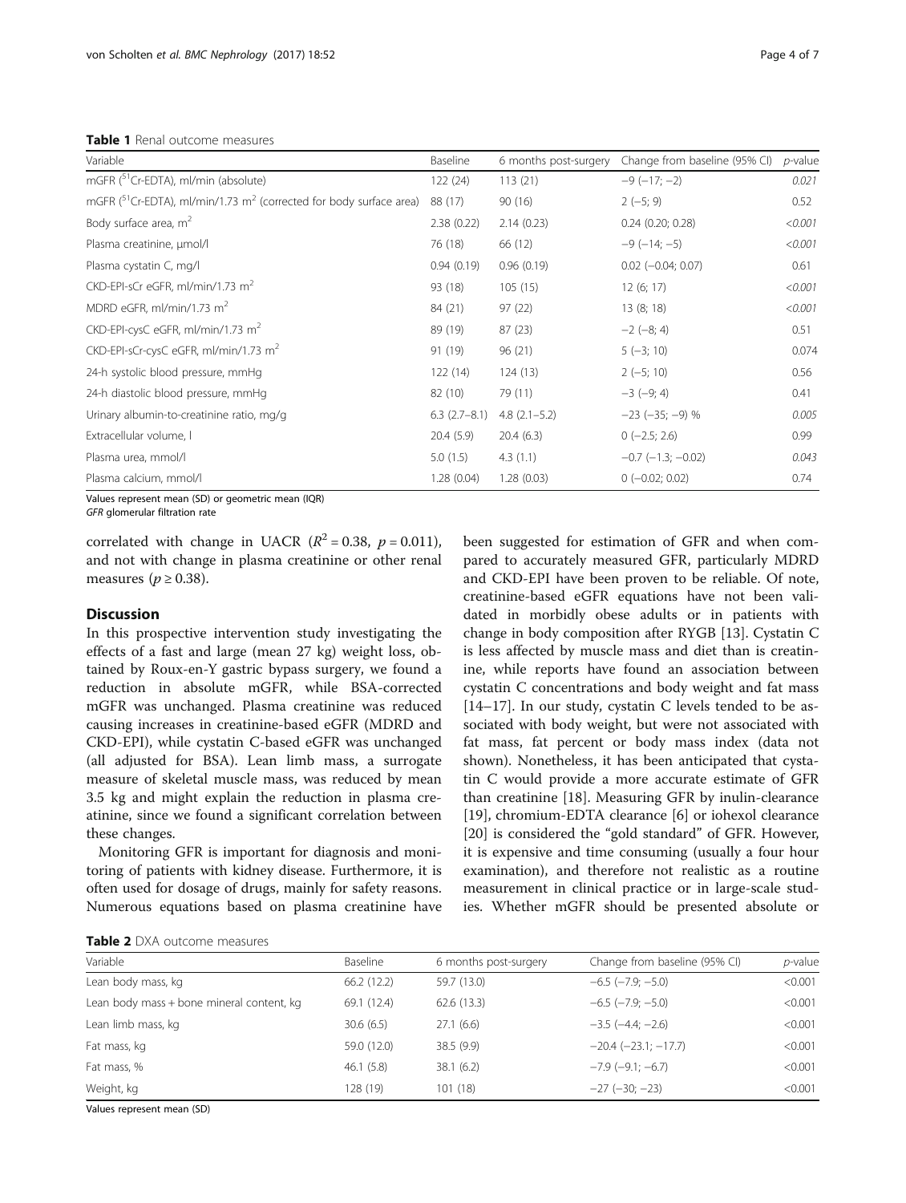**Table 1** Renal outcome measures

| Variable | Baseline | 6 months post-surgery | Change from baseline (95% CI) | *p*-value |
|---|---|---|---|---|
| mGFR ($^{51}$Cr-EDTA), ml/min (absolute) | 122 (24) | 113 (21) | −9 (−17; −2) | *0.021* |
| mGFR ($^{51}$Cr-EDTA), ml/min/1.73 m$^2$ (corrected for body surface area) | 88 (17) | 90 (16) | 2 (−5; 9) | 0.52 |
| Body surface area, m$^2$ | 2.38 (0.22) | 2.14 (0.23) | 0.24 (0.20; 0.28) | *<0.001* |
| Plasma creatinine, μmol/l | 76 (18) | 66 (12) | −9 (−14; −5) | *<0.001* |
| Plasma cystatin C, mg/l | 0.94 (0.19) | 0.96 (0.19) | 0.02 (−0.04; 0.07) | 0.61 |
| CKD-EPI-sCr eGFR, ml/min/1.73 m$^2$ | 93 (18) | 105 (15) | 12 (6; 17) | *<0.001* |
| MDRD eGFR, ml/min/1.73 m$^2$ | 84 (21) | 97 (22) | 13 (8; 18) | *<0.001* |
| CKD-EPI-cysC eGFR, ml/min/1.73 m$^2$ | 89 (19) | 87 (23) | −2 (−8; 4) | 0.51 |
| CKD-EPI-sCr-cysC eGFR, ml/min/1.73 m$^2$ | 91 (19) | 96 (21) | 5 (−3; 10) | 0.074 |
| 24-h systolic blood pressure, mmHg | 122 (14) | 124 (13) | 2 (−5; 10) | 0.56 |
| 24-h diastolic blood pressure, mmHg | 82 (10) | 79 (11) | −3 (−9; 4) | 0.41 |
| Urinary albumin-to-creatinine ratio, mg/g | 6.3 (2.7–8.1) | 4.8 (2.1–5.2) | −23 (−35; −9) % | *0.005* |
| Extracellular volume, l | 20.4 (5.9) | 20.4 (6.3) | 0 (−2.5; 2.6) | 0.99 |
| Plasma urea, mmol/l | 5.0 (1.5) | 4.3 (1.1) | −0.7 (−1.3; −0.02) | *0.043* |
| Plasma calcium, mmol/l | 1.28 (0.04) | 1.28 (0.03) | 0 (−0.02; 0.02) | 0.74 |

Values represent mean (SD) or geometric mean (IQR)
*GFR* glomerular filtration rate

correlated with change in UACR ($R^2 = 0.38$, $p = 0.011$), and not with change in plasma creatinine or other renal measures ($p \geq 0.38$).

## Discussion

In this prospective intervention study investigating the effects of a fast and large (mean 27 kg) weight loss, obtained by Roux-en-Y gastric bypass surgery, we found a reduction in absolute mGFR, while BSA-corrected mGFR was unchanged. Plasma creatinine was reduced causing increases in creatinine-based eGFR (MDRD and CKD-EPI), while cystatin C-based eGFR was unchanged (all adjusted for BSA). Lean limb mass, a surrogate measure of skeletal muscle mass, was reduced by mean 3.5 kg and might explain the reduction in plasma creatinine, since we found a significant correlation between these changes.

Monitoring GFR is important for diagnosis and monitoring of patients with kidney disease. Furthermore, it is often used for dosage of drugs, mainly for safety reasons. Numerous equations based on plasma creatinine have been suggested for estimation of GFR and when compared to accurately measured GFR, particularly MDRD and CKD-EPI have been proven to be reliable. Of note, creatinine-based eGFR equations have not been validated in morbidly obese adults or in patients with change in body composition after RYGB [13]. Cystatin C is less affected by muscle mass and diet than is creatinine, while reports have found an association between cystatin C concentrations and body weight and fat mass [14–17]. In our study, cystatin C levels tended to be associated with body weight, but were not associated with fat mass, fat percent or body mass index (data not shown). Nonetheless, it has been anticipated that cystatin C would provide a more accurate estimate of GFR than creatinine [18]. Measuring GFR by inulin-clearance [19], chromium-EDTA clearance [6] or iohexol clearance [20] is considered the "gold standard" of GFR. However, it is expensive and time consuming (usually a four hour examination), and therefore not realistic as a routine measurement in clinical practice or in large-scale studies. Whether mGFR should be presented absolute or

**Table 2** DXA outcome measures

| Variable | Baseline | 6 months post-surgery | Change from baseline (95% CI) | *p*-value |
|---|---|---|---|---|
| Lean body mass, kg | 66.2 (12.2) | 59.7 (13.0) | −6.5 (−7.9; −5.0) | <0.001 |
| Lean body mass + bone mineral content, kg | 69.1 (12.4) | 62.6 (13.3) | −6.5 (−7.9; −5.0) | <0.001 |
| Lean limb mass, kg | 30.6 (6.5) | 27.1 (6.6) | −3.5 (−4.4; −2.6) | <0.001 |
| Fat mass, kg | 59.0 (12.0) | 38.5 (9.9) | −20.4 (−23.1; −17.7) | <0.001 |
| Fat mass, % | 46.1 (5.8) | 38.1 (6.2) | −7.9 (−9.1; −6.7) | <0.001 |
| Weight, kg | 128 (19) | 101 (18) | −27 (−30; −23) | <0.001 |

Values represent mean (SD)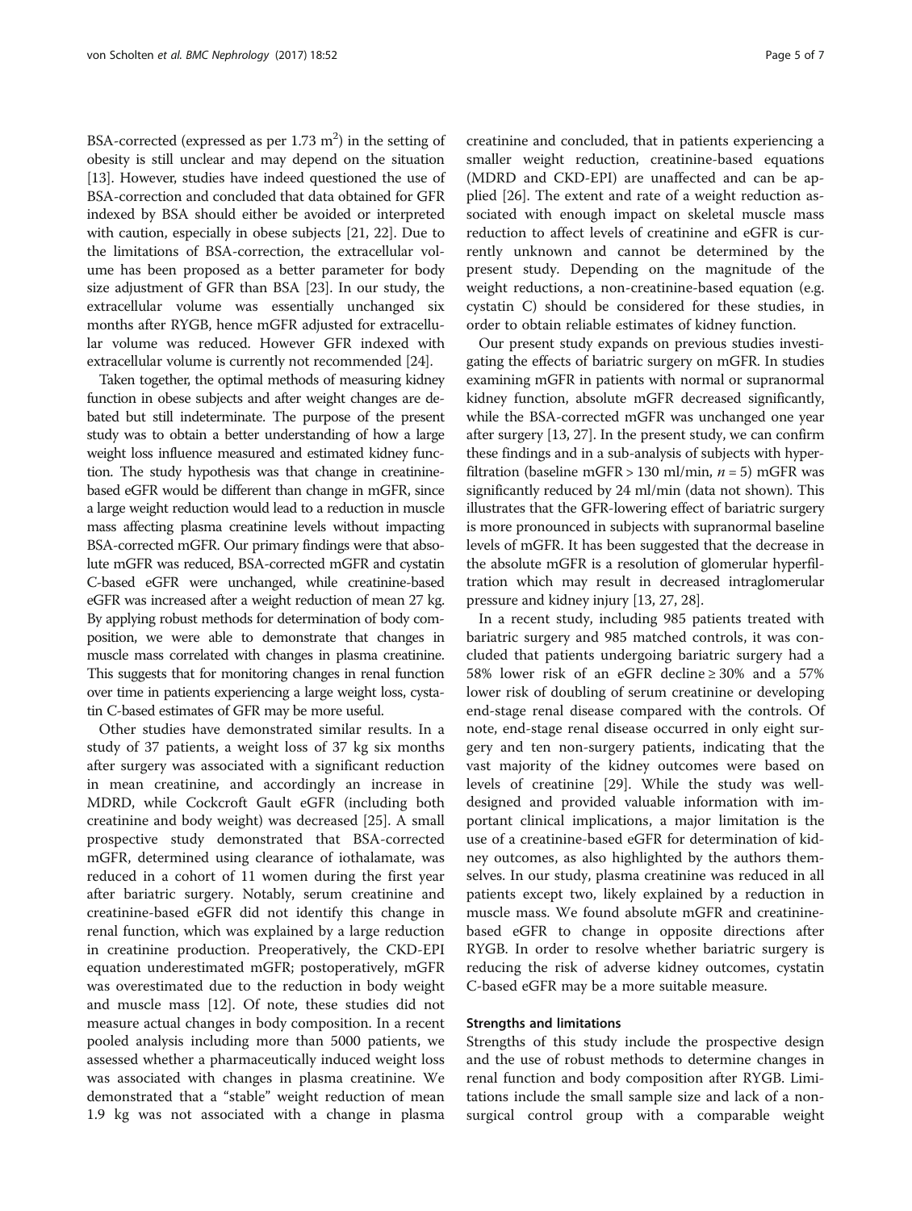BSA-corrected (expressed as per 1.73 $m^2$) in the setting of obesity is still unclear and may depend on the situation [13]. However, studies have indeed questioned the use of BSA-correction and concluded that data obtained for GFR indexed by BSA should either be avoided or interpreted with caution, especially in obese subjects [21, 22]. Due to the limitations of BSA-correction, the extracellular volume has been proposed as a better parameter for body size adjustment of GFR than BSA [23]. In our study, the extracellular volume was essentially unchanged six months after RYGB, hence mGFR adjusted for extracellular volume was reduced. However GFR indexed with extracellular volume is currently not recommended [24].

Taken together, the optimal methods of measuring kidney function in obese subjects and after weight changes are debated but still indeterminate. The purpose of the present study was to obtain a better understanding of how a large weight loss influence measured and estimated kidney function. The study hypothesis was that change in creatinine-based eGFR would be different than change in mGFR, since a large weight reduction would lead to a reduction in muscle mass affecting plasma creatinine levels without impacting BSA-corrected mGFR. Our primary findings were that absolute mGFR was reduced, BSA-corrected mGFR and cystatin C-based eGFR were unchanged, while creatinine-based eGFR was increased after a weight reduction of mean 27 kg. By applying robust methods for determination of body composition, we were able to demonstrate that changes in muscle mass correlated with changes in plasma creatinine. This suggests that for monitoring changes in renal function over time in patients experiencing a large weight loss, cystatin C-based estimates of GFR may be more useful.

Other studies have demonstrated similar results. In a study of 37 patients, a weight loss of 37 kg six months after surgery was associated with a significant reduction in mean creatinine, and accordingly an increase in MDRD, while Cockcroft Gault eGFR (including both creatinine and body weight) was decreased [25]. A small prospective study demonstrated that BSA-corrected mGFR, determined using clearance of iothalamate, was reduced in a cohort of 11 women during the first year after bariatric surgery. Notably, serum creatinine and creatinine-based eGFR did not identify this change in renal function, which was explained by a large reduction in creatinine production. Preoperatively, the CKD-EPI equation underestimated mGFR; postoperatively, mGFR was overestimated due to the reduction in body weight and muscle mass [12]. Of note, these studies did not measure actual changes in body composition. In a recent pooled analysis including more than 5000 patients, we assessed whether a pharmaceutically induced weight loss was associated with changes in plasma creatinine. We demonstrated that a "stable" weight reduction of mean 1.9 kg was not associated with a change in plasma creatinine and concluded, that in patients experiencing a smaller weight reduction, creatinine-based equations (MDRD and CKD-EPI) are unaffected and can be applied [26]. The extent and rate of a weight reduction associated with enough impact on skeletal muscle mass reduction to affect levels of creatinine and eGFR is currently unknown and cannot be determined by the present study. Depending on the magnitude of the weight reductions, a non-creatinine-based equation (e.g. cystatin C) should be considered for these studies, in order to obtain reliable estimates of kidney function.

Our present study expands on previous studies investigating the effects of bariatric surgery on mGFR. In studies examining mGFR in patients with normal or supranormal kidney function, absolute mGFR decreased significantly, while the BSA-corrected mGFR was unchanged one year after surgery [13, 27]. In the present study, we can confirm these findings and in a sub-analysis of subjects with hyperfiltration (baseline mGFR > 130 ml/min, $n = 5$) mGFR was significantly reduced by 24 ml/min (data not shown). This illustrates that the GFR-lowering effect of bariatric surgery is more pronounced in subjects with supranormal baseline levels of mGFR. It has been suggested that the decrease in the absolute mGFR is a resolution of glomerular hyperfiltration which may result in decreased intraglomerular pressure and kidney injury [13, 27, 28].

In a recent study, including 985 patients treated with bariatric surgery and 985 matched controls, it was concluded that patients undergoing bariatric surgery had a 58% lower risk of an eGFR decline ≥ 30% and a 57% lower risk of doubling of serum creatinine or developing end-stage renal disease compared with the controls. Of note, end-stage renal disease occurred in only eight surgery and ten non-surgery patients, indicating that the vast majority of the kidney outcomes were based on levels of creatinine [29]. While the study was well-designed and provided valuable information with important clinical implications, a major limitation is the use of a creatinine-based eGFR for determination of kidney outcomes, as also highlighted by the authors themselves. In our study, plasma creatinine was reduced in all patients except two, likely explained by a reduction in muscle mass. We found absolute mGFR and creatinine-based eGFR to change in opposite directions after RYGB. In order to resolve whether bariatric surgery is reducing the risk of adverse kidney outcomes, cystatin C-based eGFR may be a more suitable measure.

### Strengths and limitations

Strengths of this study include the prospective design and the use of robust methods to determine changes in renal function and body composition after RYGB. Limitations include the small sample size and lack of a non-surgical control group with a comparable weight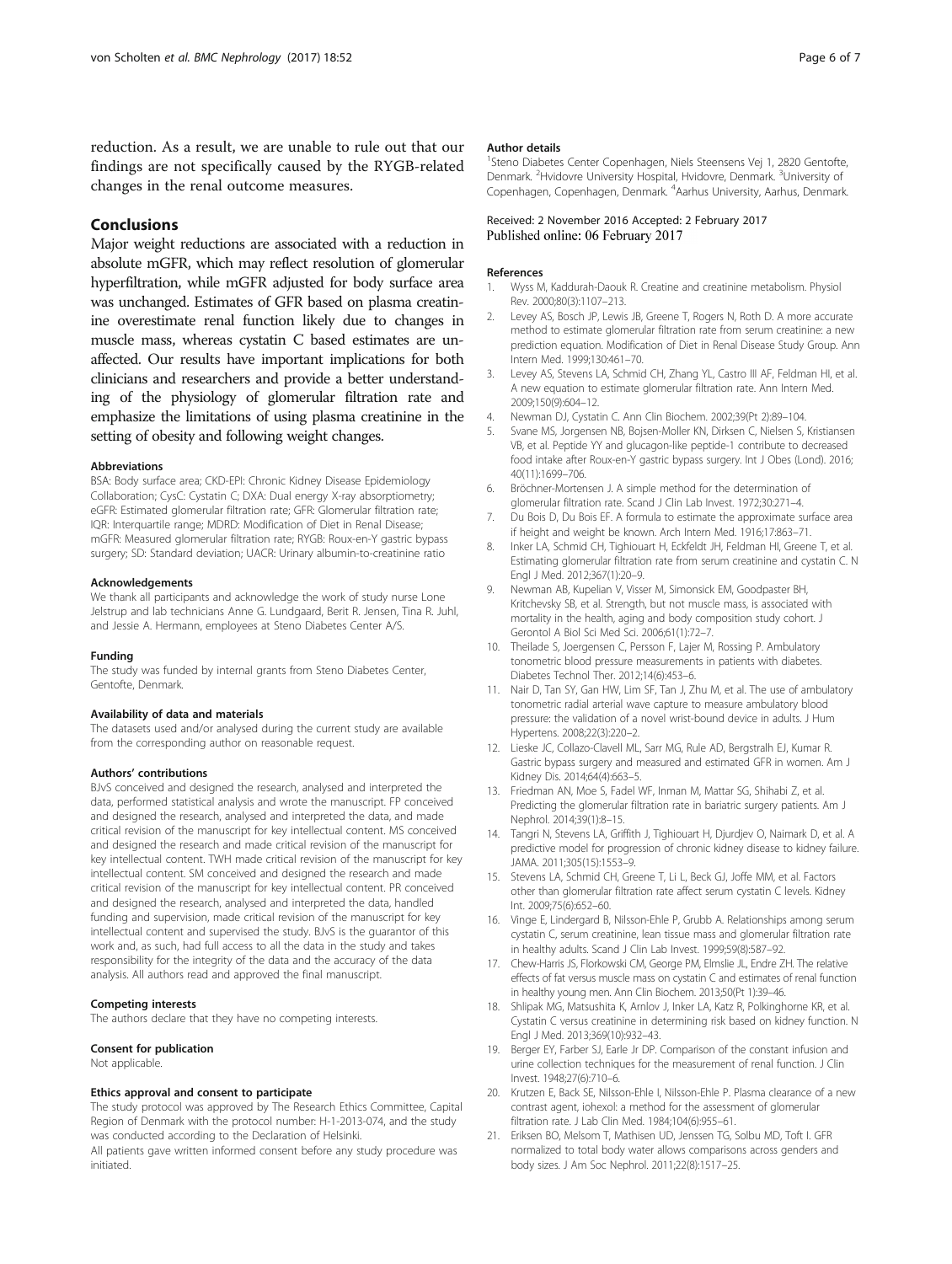reduction. As a result, we are unable to rule out that our findings are not specifically caused by the RYGB-related changes in the renal outcome measures.

## Conclusions

Major weight reductions are associated with a reduction in absolute mGFR, which may reflect resolution of glomerular hyperfiltration, while mGFR adjusted for body surface area was unchanged. Estimates of GFR based on plasma creatinine overestimate renal function likely due to changes in muscle mass, whereas cystatin C based estimates are unaffected. Our results have important implications for both clinicians and researchers and provide a better understanding of the physiology of glomerular filtration rate and emphasize the limitations of using plasma creatinine in the setting of obesity and following weight changes.

#### Abbreviations

BSA: Body surface area; CKD-EPI: Chronic Kidney Disease Epidemiology Collaboration; CysC: Cystatin C; DXA: Dual energy X-ray absorptiometry; eGFR: Estimated glomerular filtration rate; GFR: Glomerular filtration rate; IQR: Interquartile range; MDRD: Modification of Diet in Renal Disease; mGFR: Measured glomerular filtration rate; RYGB: Roux-en-Y gastric bypass surgery; SD: Standard deviation; UACR: Urinary albumin-to-creatinine ratio

#### Acknowledgements

We thank all participants and acknowledge the work of study nurse Lone Jelstrup and lab technicians Anne G. Lundgaard, Berit R. Jensen, Tina R. Juhl, and Jessie A. Hermann, employees at Steno Diabetes Center A/S.

#### Funding

The study was funded by internal grants from Steno Diabetes Center, Gentofte, Denmark.

#### Availability of data and materials

The datasets used and/or analysed during the current study are available from the corresponding author on reasonable request.

#### Authors' contributions

BJvS conceived and designed the research, analysed and interpreted the data, performed statistical analysis and wrote the manuscript. FP conceived and designed the research, analysed and interpreted the data, and made critical revision of the manuscript for key intellectual content. MS conceived and designed the research and made critical revision of the manuscript for key intellectual content. TWH made critical revision of the manuscript for key intellectual content. SM conceived and designed the research and made critical revision of the manuscript for key intellectual content. PR conceived and designed the research, analysed and interpreted the data, handled funding and supervision, made critical revision of the manuscript for key intellectual content and supervised the study. BJvS is the guarantor of this work and, as such, had full access to all the data in the study and takes responsibility for the integrity of the data and the accuracy of the data analysis. All authors read and approved the final manuscript.

#### Competing interests

The authors declare that they have no competing interests.

#### Consent for publication

Not applicable.

#### Ethics approval and consent to participate

The study protocol was approved by The Research Ethics Committee, Capital Region of Denmark with the protocol number: H-1-2013-074, and the study was conducted according to the Declaration of Helsinki.
All patients gave written informed consent before any study procedure was initiated.

#### Author details

[1]Steno Diabetes Center Copenhagen, Niels Steensens Vej 1, 2820 Gentofte, Denmark. [2]Hvidovre University Hospital, Hvidovre, Denmark. [3]University of Copenhagen, Copenhagen, Denmark. [4]Aarhus University, Aarhus, Denmark.

Received: 2 November 2016 Accepted: 2 February 2017
Published online: 06 February 2017

#### References

1. Wyss M, Kaddurah-Daouk R. Creatine and creatinine metabolism. Physiol Rev. 2000;80(3):1107–213.
2. Levey AS, Bosch JP, Lewis JB, Greene T, Rogers N, Roth D. A more accurate method to estimate glomerular filtration rate from serum creatinine: a new prediction equation. Modification of Diet in Renal Disease Study Group. Ann Intern Med. 1999;130:461–70.
3. Levey AS, Stevens LA, Schmid CH, Zhang YL, Castro III AF, Feldman HI, et al. A new equation to estimate glomerular filtration rate. Ann Intern Med. 2009;150(9):604–12.
4. Newman DJ, Cystatin C. Ann Clin Biochem. 2002;39(Pt 2):89–104.
5. Svane MS, Jorgensen NB, Bojsen-Moller KN, Dirksen C, Nielsen S, Kristiansen VB, et al. Peptide YY and glucagon-like peptide-1 contribute to decreased food intake after Roux-en-Y gastric bypass surgery. Int J Obes (Lond). 2016; 40(11):1699–706.
6. Bröchner-Mortensen J. A simple method for the determination of glomerular filtration rate. Scand J Clin Lab Invest. 1972;30:271–4.
7. Du Bois D, Du Bois EF. A formula to estimate the approximate surface area if height and weight be known. Arch Intern Med. 1916;17:863–71.
8. Inker LA, Schmid CH, Tighiouart H, Eckfeldt JH, Feldman HI, Greene T, et al. Estimating glomerular filtration rate from serum creatinine and cystatin C. N Engl J Med. 2012;367(1):20–9.
9. Newman AB, Kupelian V, Visser M, Simonsick EM, Goodpaster BH, Kritchevsky SB, et al. Strength, but not muscle mass, is associated with mortality in the health, aging and body composition study cohort. J Gerontol A Biol Sci Med Sci. 2006;61(1):72–7.
10. Theilade S, Joergensen C, Persson F, Lajer M, Rossing P. Ambulatory tonometric blood pressure measurements in patients with diabetes. Diabetes Technol Ther. 2012;14(6):453–6.
11. Nair D, Tan SY, Gan HW, Lim SF, Tan J, Zhu M, et al. The use of ambulatory tonometric radial arterial wave capture to measure ambulatory blood pressure: the validation of a novel wrist-bound device in adults. J Hum Hypertens. 2008;22(3):220–2.
12. Lieske JC, Collazo-Clavell ML, Sarr MG, Rule AD, Bergstralh EJ, Kumar R. Gastric bypass surgery and measured and estimated GFR in women. Am J Kidney Dis. 2014;64(4):663–5.
13. Friedman AN, Moe S, Fadel WF, Inman M, Mattar SG, Shihabi Z, et al. Predicting the glomerular filtration rate in bariatric surgery patients. Am J Nephrol. 2014;39(1):8–15.
14. Tangri N, Stevens LA, Griffith J, Tighiouart H, Djurdjev O, Naimark D, et al. A predictive model for progression of chronic kidney disease to kidney failure. JAMA. 2011;305(15):1553–9.
15. Stevens LA, Schmid CH, Greene T, Li L, Beck GJ, Joffe MM, et al. Factors other than glomerular filtration rate affect serum cystatin C levels. Kidney Int. 2009;75(6):652–60.
16. Vinge E, Lindergard B, Nilsson-Ehle P, Grubb A. Relationships among serum cystatin C, serum creatinine, lean tissue mass and glomerular filtration rate in healthy adults. Scand J Clin Lab Invest. 1999;59(8):587–92.
17. Chew-Harris JS, Florkowski CM, George PM, Elmslie JL, Endre ZH. The relative effects of fat versus muscle mass on cystatin C and estimates of renal function in healthy young men. Ann Clin Biochem. 2013;50(Pt 1):39–46.
18. Shlipak MG, Matsushita K, Arnlov J, Inker LA, Katz R, Polkinghorne KR, et al. Cystatin C versus creatinine in determining risk based on kidney function. N Engl J Med. 2013;369(10):932–43.
19. Berger EY, Farber SJ, Earle Jr DP. Comparison of the constant infusion and urine collection techniques for the measurement of renal function. J Clin Invest. 1948;27(6):710–6.
20. Krutzen E, Back SE, Nilsson-Ehle I, Nilsson-Ehle P. Plasma clearance of a new contrast agent, iohexol: a method for the assessment of glomerular filtration rate. J Lab Clin Med. 1984;104(6):955–61.
21. Eriksen BO, Melsom T, Mathisen UD, Jenssen TG, Solbu MD, Toft I. GFR normalized to total body water allows comparisons across genders and body sizes. J Am Soc Nephrol. 2011;22(8):1517–25.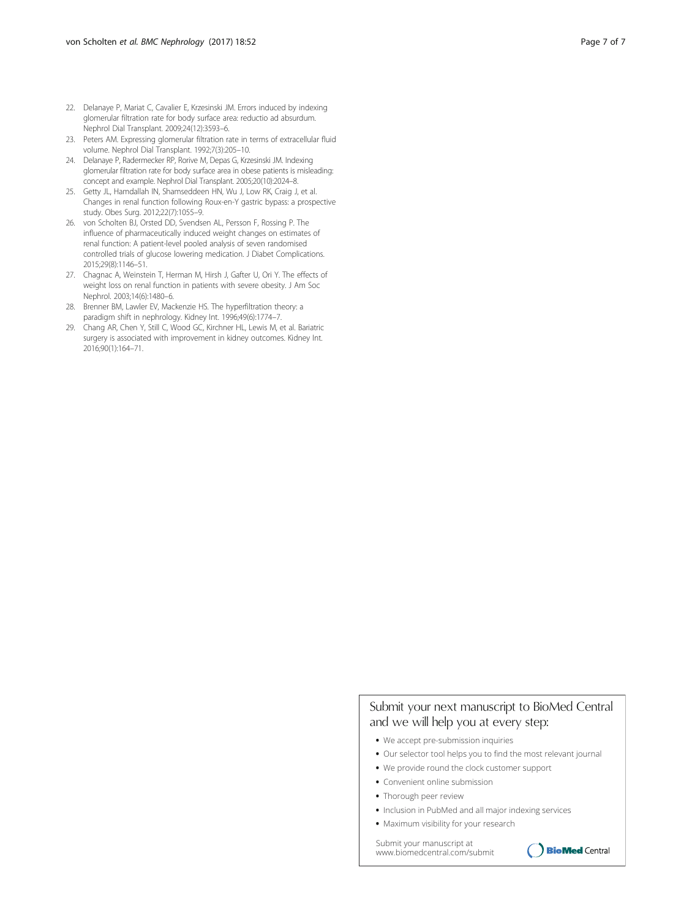22. Delanaye P, Mariat C, Cavalier E, Krzesinski JM. Errors induced by indexing glomerular filtration rate for body surface area: reductio ad absurdum. Nephrol Dial Transplant. 2009;24(12):3593–6.
23. Peters AM. Expressing glomerular filtration rate in terms of extracellular fluid volume. Nephrol Dial Transplant. 1992;7(3):205–10.
24. Delanaye P, Radermecker RP, Rorive M, Depas G, Krzesinski JM. Indexing glomerular filtration rate for body surface area in obese patients is misleading: concept and example. Nephrol Dial Transplant. 2005;20(10):2024–8.
25. Getty JL, Hamdallah IN, Shamseddeen HN, Wu J, Low RK, Craig J, et al. Changes in renal function following Roux-en-Y gastric bypass: a prospective study. Obes Surg. 2012;22(7):1055–9.
26. von Scholten BJ, Orsted DD, Svendsen AL, Persson F, Rossing P. The influence of pharmaceutically induced weight changes on estimates of renal function: A patient-level pooled analysis of seven randomised controlled trials of glucose lowering medication. J Diabet Complications. 2015;29(8):1146–51.
27. Chagnac A, Weinstein T, Herman M, Hirsh J, Gafter U, Ori Y. The effects of weight loss on renal function in patients with severe obesity. J Am Soc Nephrol. 2003;14(6):1480–6.
28. Brenner BM, Lawler EV, Mackenzie HS. The hyperfiltration theory: a paradigm shift in nephrology. Kidney Int. 1996;49(6):1774–7.
29. Chang AR, Chen Y, Still C, Wood GC, Kirchner HL, Lewis M, et al. Bariatric surgery is associated with improvement in kidney outcomes. Kidney Int. 2016;90(1):164–71.

Submit your next manuscript to BioMed Central and we will help you at every step:

- We accept pre-submission inquiries
- Our selector tool helps you to find the most relevant journal
- We provide round the clock customer support
- Convenient online submission
- Thorough peer review
- Inclusion in PubMed and all major indexing services
- Maximum visibility for your research

Submit your manuscript at
www.biomedcentral.com/submit

BioMed Central